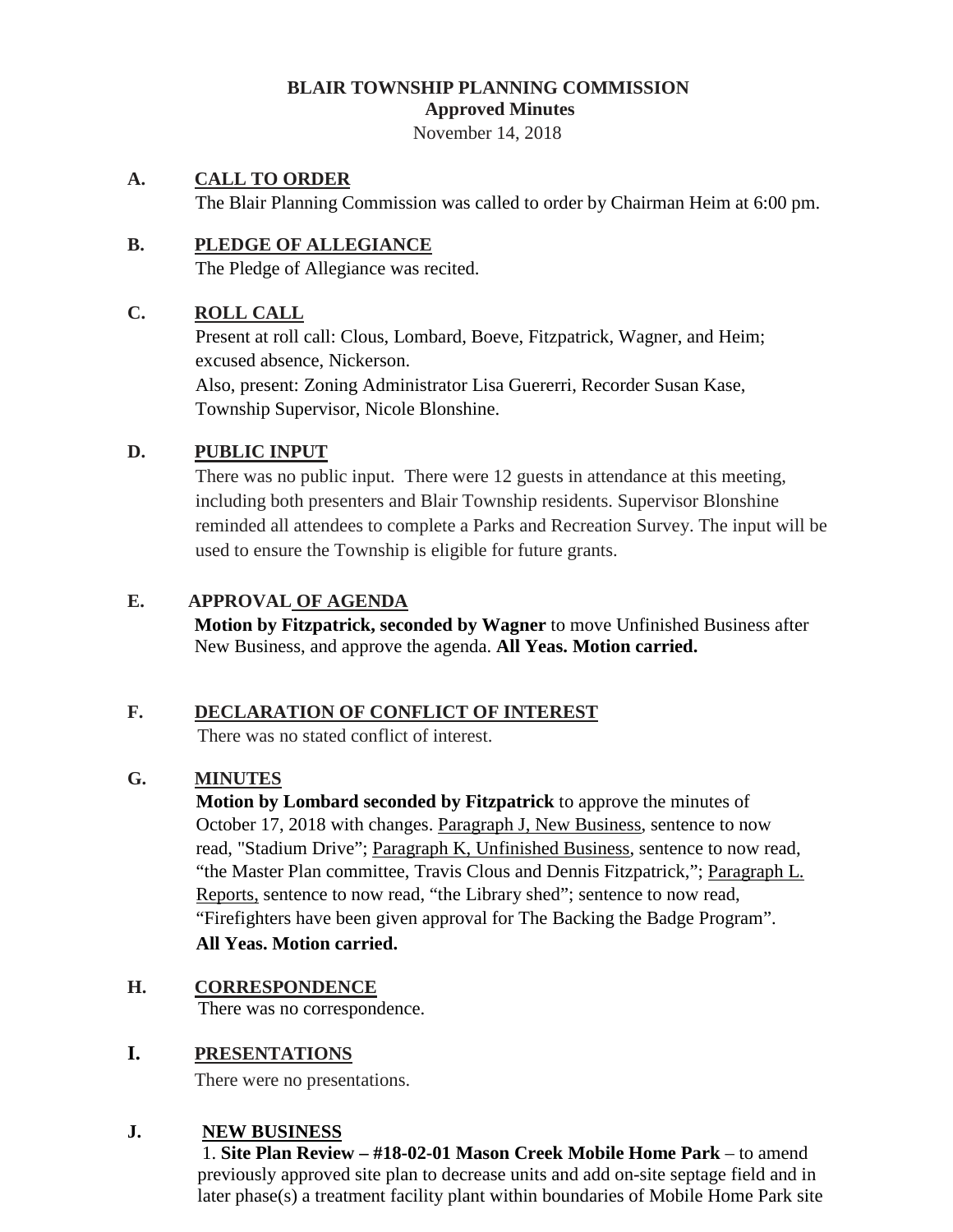**BLAIR TOWNSHIP PLANNING COMMISSION**
**Approved Minutes**
November 14, 2018

**A. CALL TO ORDER**

The Blair Planning Commission was called to order by Chairman Heim at 6:00 pm.

**B. PLEDGE OF ALLEGIANCE**

The Pledge of Allegiance was recited.

**C. ROLL CALL**

Present at roll call: Clous, Lombard, Boeve, Fitzpatrick, Wagner, and Heim; excused absence, Nickerson.
Also, present: Zoning Administrator Lisa Guererri, Recorder Susan Kase, Township Supervisor, Nicole Blonshine.

**D. PUBLIC INPUT**

There was no public input. There were 12 guests in attendance at this meeting, including both presenters and Blair Township residents. Supervisor Blonshine reminded all attendees to complete a Parks and Recreation Survey. The input will be used to ensure the Township is eligible for future grants.

**E. APPROVAL OF AGENDA**

**Motion by Fitzpatrick, seconded by Wagner** to move Unfinished Business after New Business, and approve the agenda. **All Yeas. Motion carried.**

**F. DECLARATION OF CONFLICT OF INTEREST**

There was no stated conflict of interest.

**G. MINUTES**

**Motion by Lombard seconded by Fitzpatrick** to approve the minutes of October 17, 2018 with changes. Paragraph J, New Business, sentence to now read, "Stadium Drive"; Paragraph K, Unfinished Business, sentence to now read, "the Master Plan committee, Travis Clous and Dennis Fitzpatrick,"; Paragraph L. Reports, sentence to now read, "the Library shed"; sentence to now read, "Firefighters have been given approval for The Backing the Badge Program".
**All Yeas. Motion carried.**

**H. CORRESPONDENCE**

There was no correspondence.

**I. PRESENTATIONS**

There were no presentations.

**J. NEW BUSINESS**

1. **Site Plan Review – #18-02-01 Mason Creek Mobile Home Park** – to amend previously approved site plan to decrease units and add on-site septage field and in later phase(s) a treatment facility plant within boundaries of Mobile Home Park site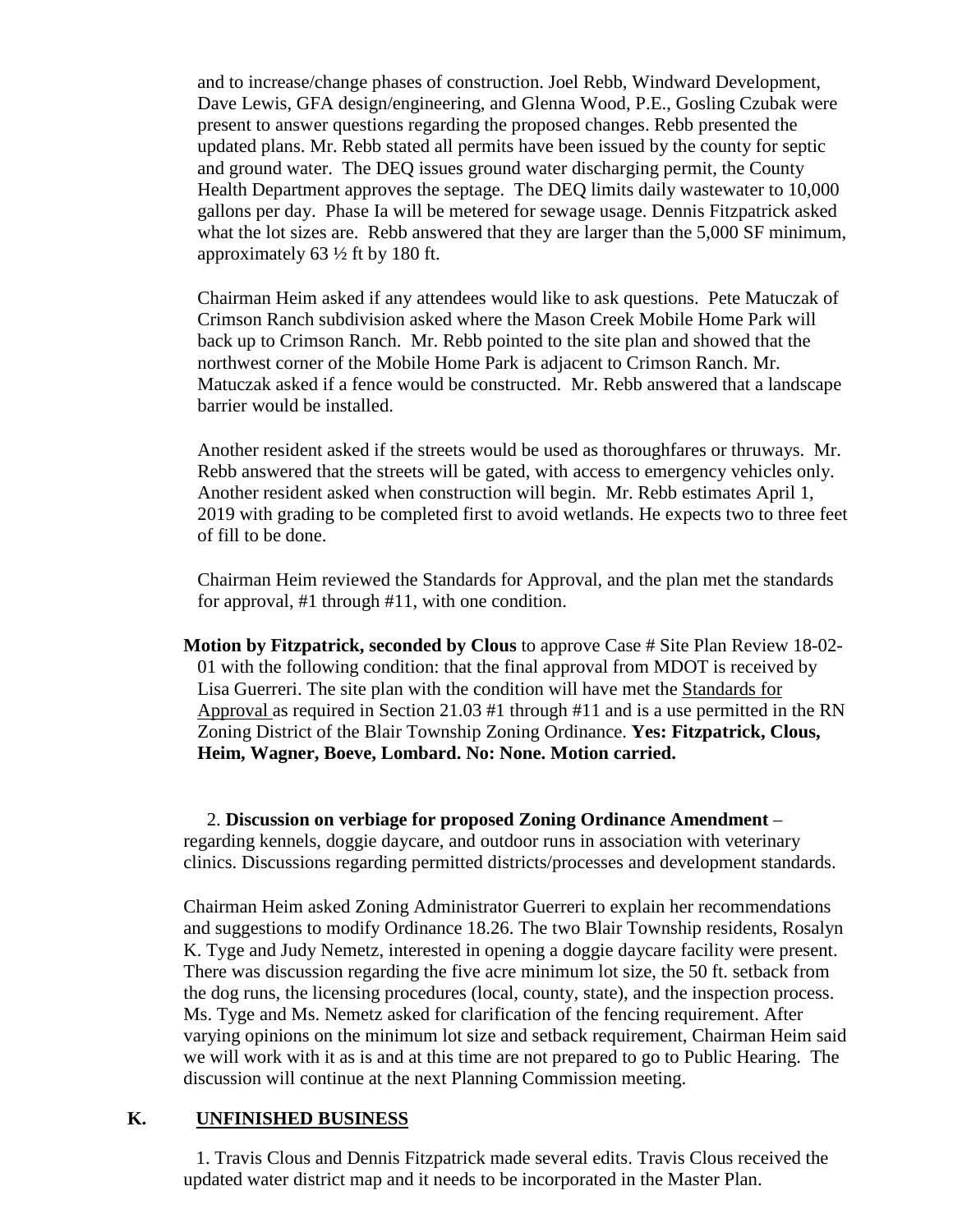and to increase/change phases of construction. Joel Rebb, Windward Development, Dave Lewis, GFA design/engineering, and Glenna Wood, P.E., Gosling Czubak were present to answer questions regarding the proposed changes. Rebb presented the updated plans. Mr. Rebb stated all permits have been issued by the county for septic and ground water. The DEQ issues ground water discharging permit, the County Health Department approves the septage. The DEQ limits daily wastewater to 10,000 gallons per day. Phase Ia will be metered for sewage usage. Dennis Fitzpatrick asked what the lot sizes are. Rebb answered that they are larger than the 5,000 SF minimum, approximately 63 ½ ft by 180 ft.

Chairman Heim asked if any attendees would like to ask questions. Pete Matuczak of Crimson Ranch subdivision asked where the Mason Creek Mobile Home Park will back up to Crimson Ranch. Mr. Rebb pointed to the site plan and showed that the northwest corner of the Mobile Home Park is adjacent to Crimson Ranch. Mr. Matuczak asked if a fence would be constructed. Mr. Rebb answered that a landscape barrier would be installed.

Another resident asked if the streets would be used as thoroughfares or thruways. Mr. Rebb answered that the streets will be gated, with access to emergency vehicles only. Another resident asked when construction will begin. Mr. Rebb estimates April 1, 2019 with grading to be completed first to avoid wetlands. He expects two to three feet of fill to be done.

Chairman Heim reviewed the Standards for Approval, and the plan met the standards for approval, #1 through #11, with one condition.

**Motion by Fitzpatrick, seconded by Clous** to approve Case # Site Plan Review 18-02-01 with the following condition: that the final approval from MDOT is received by Lisa Guerreri. The site plan with the condition will have met the Standards for Approval as required in Section 21.03 #1 through #11 and is a use permitted in the RN Zoning District of the Blair Township Zoning Ordinance. **Yes: Fitzpatrick, Clous, Heim, Wagner, Boeve, Lombard. No: None. Motion carried.**

2. **Discussion on verbiage for proposed Zoning Ordinance Amendment** – regarding kennels, doggie daycare, and outdoor runs in association with veterinary clinics. Discussions regarding permitted districts/processes and development standards.

Chairman Heim asked Zoning Administrator Guerreri to explain her recommendations and suggestions to modify Ordinance 18.26. The two Blair Township residents, Rosalyn K. Tyge and Judy Nemetz, interested in opening a doggie daycare facility were present. There was discussion regarding the five acre minimum lot size, the 50 ft. setback from the dog runs, the licensing procedures (local, county, state), and the inspection process. Ms. Tyge and Ms. Nemetz asked for clarification of the fencing requirement. After varying opinions on the minimum lot size and setback requirement, Chairman Heim said we will work with it as is and at this time are not prepared to go to Public Hearing. The discussion will continue at the next Planning Commission meeting.

## K. UNFINISHED BUSINESS

1. Travis Clous and Dennis Fitzpatrick made several edits. Travis Clous received the updated water district map and it needs to be incorporated in the Master Plan.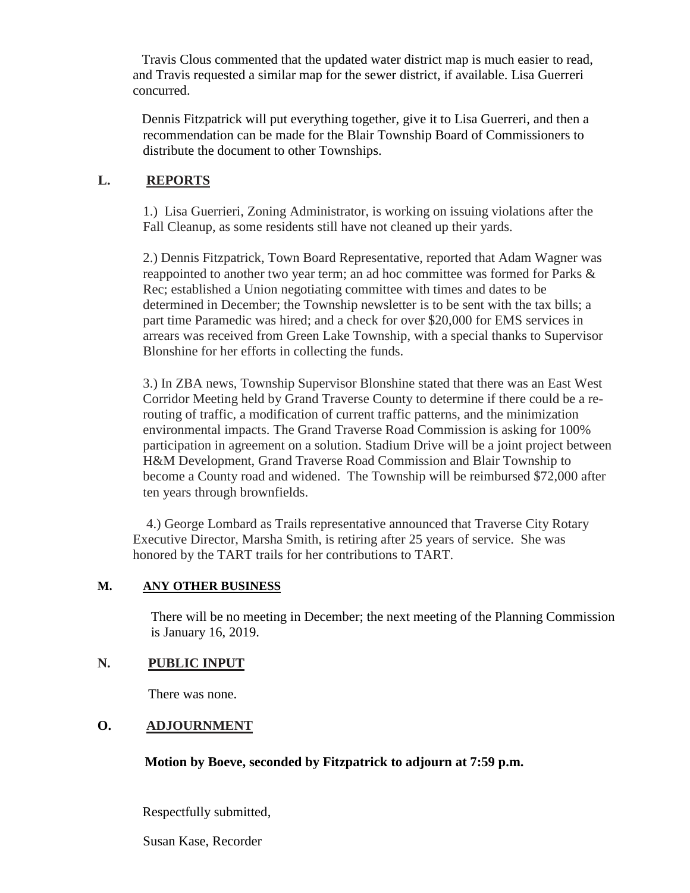Travis Clous commented that the updated water district map is much easier to read, and Travis requested a similar map for the sewer district, if available. Lisa Guerreri concurred.

Dennis Fitzpatrick will put everything together, give it to Lisa Guerreri, and then a recommendation can be made for the Blair Township Board of Commissioners to distribute the document to other Townships.

**L. REPORTS**

1.) Lisa Guerrieri, Zoning Administrator, is working on issuing violations after the Fall Cleanup, as some residents still have not cleaned up their yards.

2.) Dennis Fitzpatrick, Town Board Representative, reported that Adam Wagner was reappointed to another two year term; an ad hoc committee was formed for Parks & Rec; established a Union negotiating committee with times and dates to be determined in December; the Township newsletter is to be sent with the tax bills; a part time Paramedic was hired; and a check for over $20,000 for EMS services in arrears was received from Green Lake Township, with a special thanks to Supervisor Blonshine for her efforts in collecting the funds.

3.) In ZBA news, Township Supervisor Blonshine stated that there was an East West Corridor Meeting held by Grand Traverse County to determine if there could be a re-routing of traffic, a modification of current traffic patterns, and the minimization environmental impacts. The Grand Traverse Road Commission is asking for 100% participation in agreement on a solution. Stadium Drive will be a joint project between H&M Development, Grand Traverse Road Commission and Blair Township to become a County road and widened. The Township will be reimbursed $72,000 after ten years through brownfields.

4.) George Lombard as Trails representative announced that Traverse City Rotary Executive Director, Marsha Smith, is retiring after 25 years of service. She was honored by the TART trails for her contributions to TART.

**M. ANY OTHER BUSINESS**

There will be no meeting in December; the next meeting of the Planning Commission is January 16, 2019.

**N. PUBLIC INPUT**

There was none.

**O. ADJOURNMENT**

**Motion by Boeve, seconded by Fitzpatrick to adjourn at 7:59 p.m.**

Respectfully submitted,

Susan Kase, Recorder